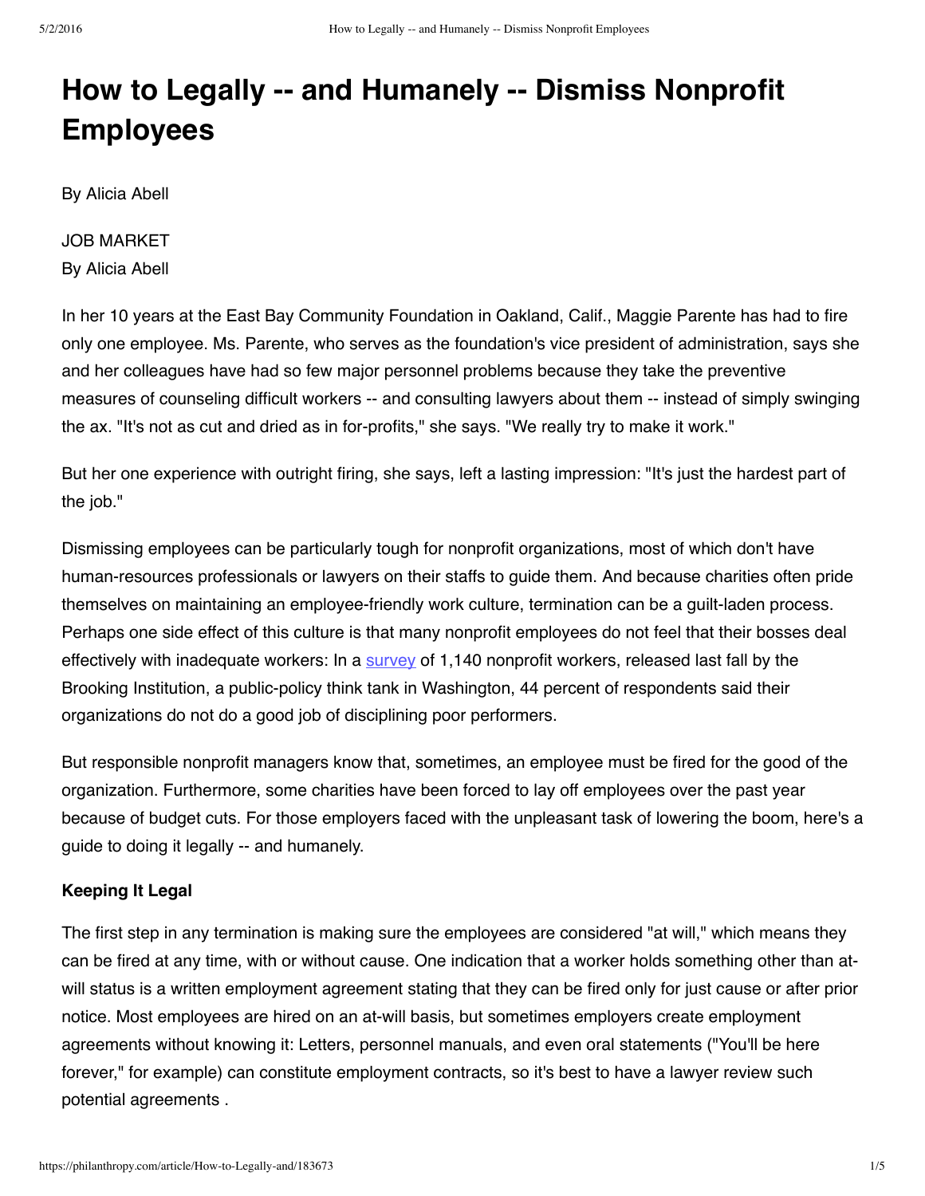# How to Legally -- and Humanely -- Dismiss Nonprofit Employees

By Alicia Abell

JOB MARKET
By Alicia Abell

In her 10 years at the East Bay Community Foundation in Oakland, Calif., Maggie Parente has had to fire only one employee. Ms. Parente, who serves as the foundation's vice president of administration, says she and her colleagues have had so few major personnel problems because they take the preventive measures of counseling difficult workers -- and consulting lawyers about them -- instead of simply swinging the ax. "It's not as cut and dried as in for-profits," she says. "We really try to make it work."

But her one experience with outright firing, she says, left a lasting impression: "It's just the hardest part of the job."

Dismissing employees can be particularly tough for nonprofit organizations, most of which don't have human-resources professionals or lawyers on their staffs to guide them. And because charities often pride themselves on maintaining an employee-friendly work culture, termination can be a guilt-laden process. Perhaps one side effect of this culture is that many nonprofit employees do not feel that their bosses deal effectively with inadequate workers: In a survey of 1,140 nonprofit workers, released last fall by the Brooking Institution, a public-policy think tank in Washington, 44 percent of respondents said their organizations do not do a good job of disciplining poor performers.

But responsible nonprofit managers know that, sometimes, an employee must be fired for the good of the organization. Furthermore, some charities have been forced to lay off employees over the past year because of budget cuts. For those employers faced with the unpleasant task of lowering the boom, here's a guide to doing it legally -- and humanely.

**Keeping It Legal**

The first step in any termination is making sure the employees are considered "at will," which means they can be fired at any time, with or without cause. One indication that a worker holds something other than at-will status is a written employment agreement stating that they can be fired only for just cause or after prior notice. Most employees are hired on an at-will basis, but sometimes employers create employment agreements without knowing it: Letters, personnel manuals, and even oral statements ("You'll be here forever," for example) can constitute employment contracts, so it's best to have a lawyer review such potential agreements .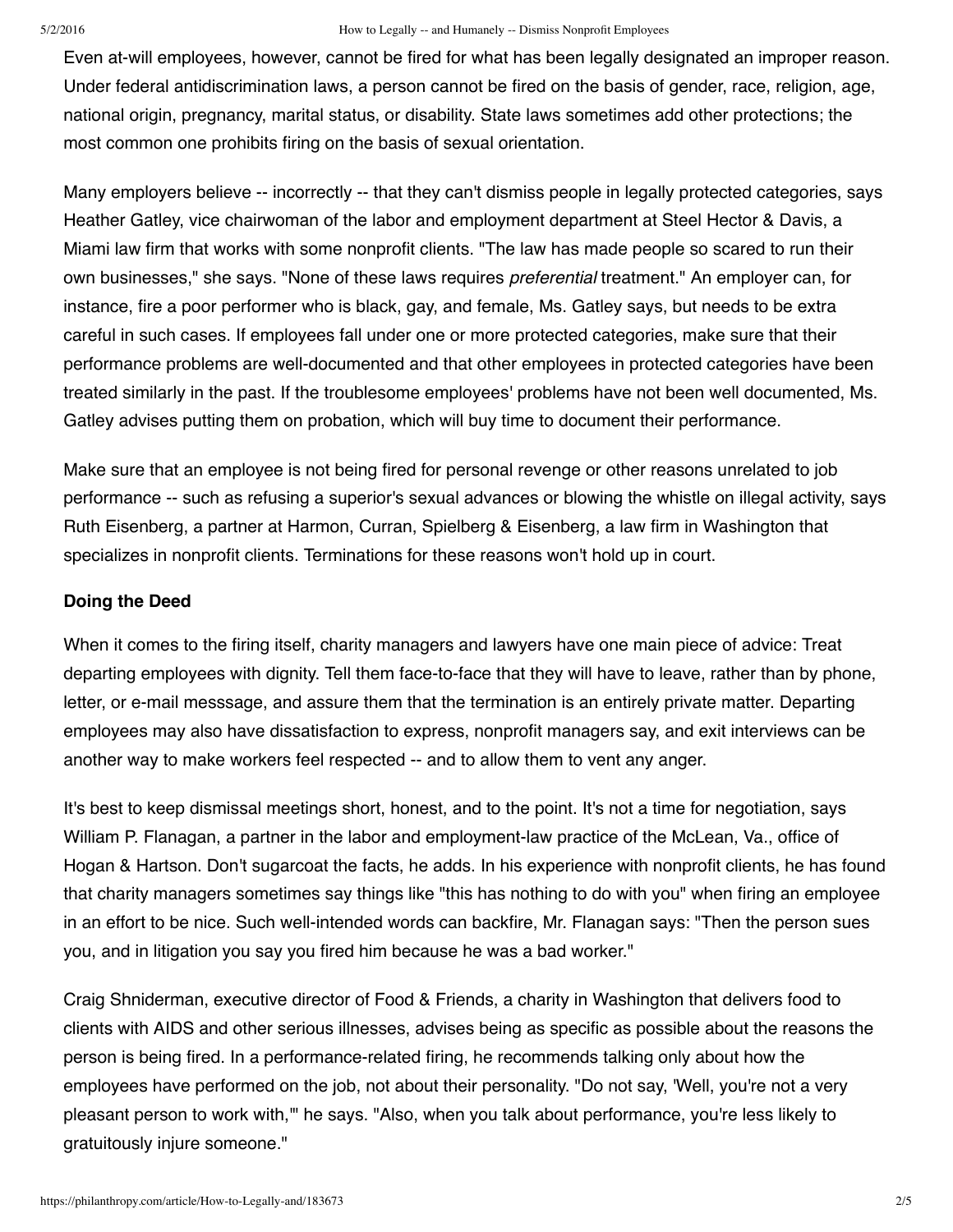Even at-will employees, however, cannot be fired for what has been legally designated an improper reason. Under federal antidiscrimination laws, a person cannot be fired on the basis of gender, race, religion, age, national origin, pregnancy, marital status, or disability. State laws sometimes add other protections; the most common one prohibits firing on the basis of sexual orientation.

Many employers believe -- incorrectly -- that they can't dismiss people in legally protected categories, says Heather Gatley, vice chairwoman of the labor and employment department at Steel Hector & Davis, a Miami law firm that works with some nonprofit clients. "The law has made people so scared to run their own businesses," she says. "None of these laws requires *preferential* treatment." An employer can, for instance, fire a poor performer who is black, gay, and female, Ms. Gatley says, but needs to be extra careful in such cases. If employees fall under one or more protected categories, make sure that their performance problems are well-documented and that other employees in protected categories have been treated similarly in the past. If the troublesome employees' problems have not been well documented, Ms. Gatley advises putting them on probation, which will buy time to document their performance.

Make sure that an employee is not being fired for personal revenge or other reasons unrelated to job performance -- such as refusing a superior's sexual advances or blowing the whistle on illegal activity, says Ruth Eisenberg, a partner at Harmon, Curran, Spielberg & Eisenberg, a law firm in Washington that specializes in nonprofit clients. Terminations for these reasons won't hold up in court.

**Doing the Deed**

When it comes to the firing itself, charity managers and lawyers have one main piece of advice: Treat departing employees with dignity. Tell them face-to-face that they will have to leave, rather than by phone, letter, or e-mail messsage, and assure them that the termination is an entirely private matter. Departing employees may also have dissatisfaction to express, nonprofit managers say, and exit interviews can be another way to make workers feel respected -- and to allow them to vent any anger.

It's best to keep dismissal meetings short, honest, and to the point. It's not a time for negotiation, says William P. Flanagan, a partner in the labor and employment-law practice of the McLean, Va., office of Hogan & Hartson. Don't sugarcoat the facts, he adds. In his experience with nonprofit clients, he has found that charity managers sometimes say things like "this has nothing to do with you" when firing an employee in an effort to be nice. Such well-intended words can backfire, Mr. Flanagan says: "Then the person sues you, and in litigation you say you fired him because he was a bad worker."

Craig Shniderman, executive director of Food & Friends, a charity in Washington that delivers food to clients with AIDS and other serious illnesses, advises being as specific as possible about the reasons the person is being fired. In a performance-related firing, he recommends talking only about how the employees have performed on the job, not about their personality. "Do not say, 'Well, you're not a very pleasant person to work with,'" he says. "Also, when you talk about performance, you're less likely to gratuitously injure someone."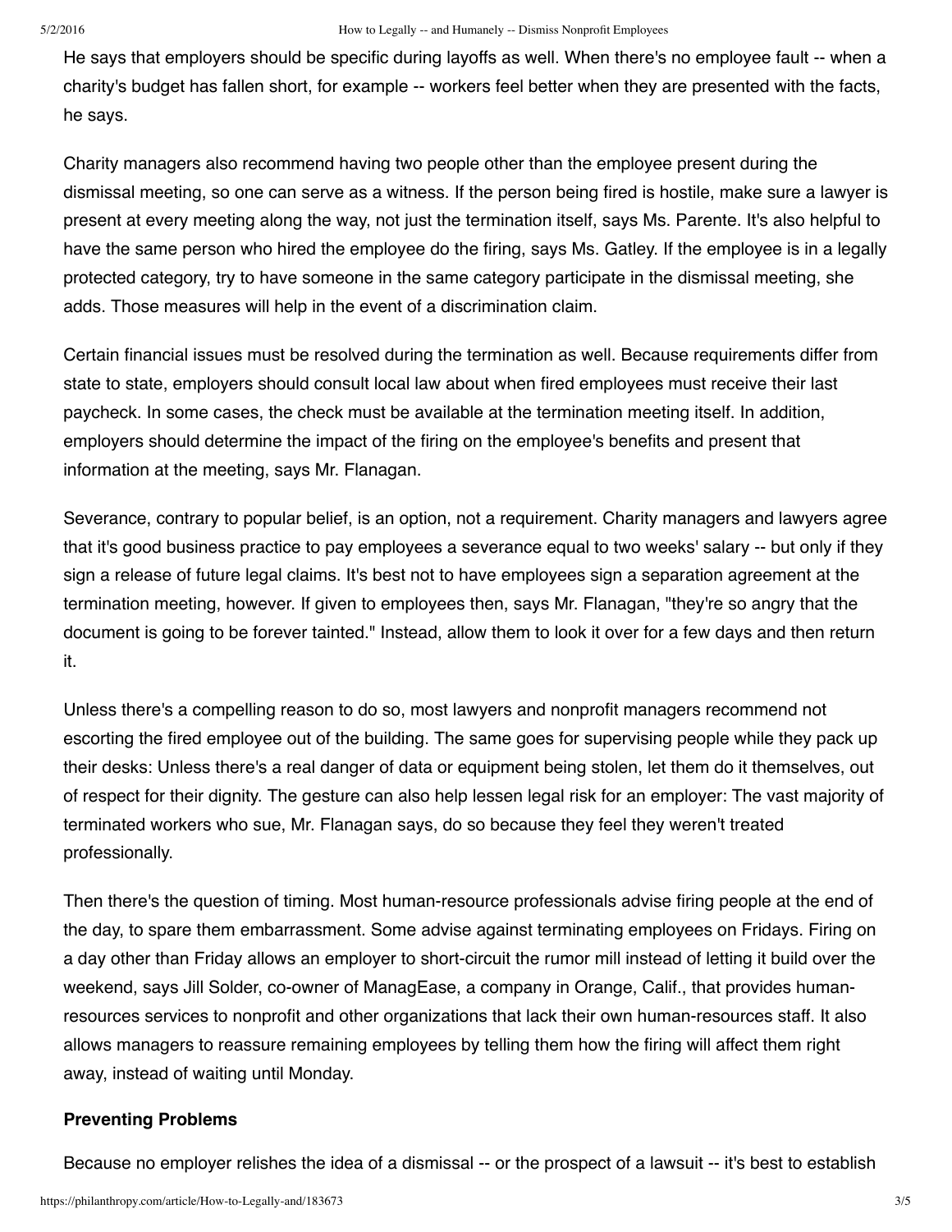He says that employers should be specific during layoffs as well. When there's no employee fault -- when a charity's budget has fallen short, for example -- workers feel better when they are presented with the facts, he says.

Charity managers also recommend having two people other than the employee present during the dismissal meeting, so one can serve as a witness. If the person being fired is hostile, make sure a lawyer is present at every meeting along the way, not just the termination itself, says Ms. Parente. It's also helpful to have the same person who hired the employee do the firing, says Ms. Gatley. If the employee is in a legally protected category, try to have someone in the same category participate in the dismissal meeting, she adds. Those measures will help in the event of a discrimination claim.

Certain financial issues must be resolved during the termination as well. Because requirements differ from state to state, employers should consult local law about when fired employees must receive their last paycheck. In some cases, the check must be available at the termination meeting itself. In addition, employers should determine the impact of the firing on the employee's benefits and present that information at the meeting, says Mr. Flanagan.

Severance, contrary to popular belief, is an option, not a requirement. Charity managers and lawyers agree that it's good business practice to pay employees a severance equal to two weeks' salary -- but only if they sign a release of future legal claims. It's best not to have employees sign a separation agreement at the termination meeting, however. If given to employees then, says Mr. Flanagan, "they're so angry that the document is going to be forever tainted." Instead, allow them to look it over for a few days and then return it.

Unless there's a compelling reason to do so, most lawyers and nonprofit managers recommend not escorting the fired employee out of the building. The same goes for supervising people while they pack up their desks: Unless there's a real danger of data or equipment being stolen, let them do it themselves, out of respect for their dignity. The gesture can also help lessen legal risk for an employer: The vast majority of terminated workers who sue, Mr. Flanagan says, do so because they feel they weren't treated professionally.

Then there's the question of timing. Most human-resource professionals advise firing people at the end of the day, to spare them embarrassment. Some advise against terminating employees on Fridays. Firing on a day other than Friday allows an employer to short-circuit the rumor mill instead of letting it build over the weekend, says Jill Solder, co-owner of ManagEase, a company in Orange, Calif., that provides human-resources services to nonprofit and other organizations that lack their own human-resources staff. It also allows managers to reassure remaining employees by telling them how the firing will affect them right away, instead of waiting until Monday.

**Preventing Problems**

Because no employer relishes the idea of a dismissal -- or the prospect of a lawsuit -- it's best to establish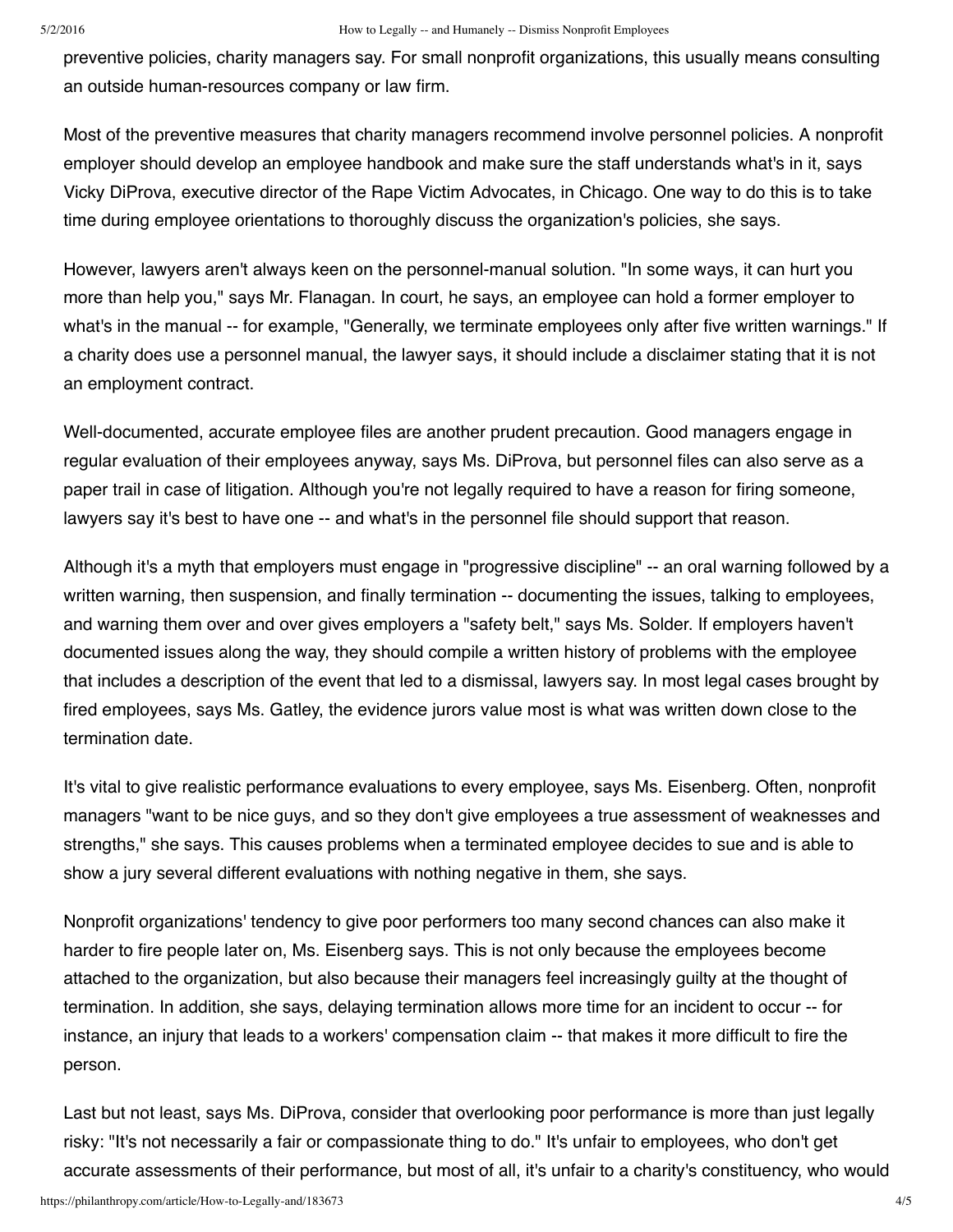preventive policies, charity managers say. For small nonprofit organizations, this usually means consulting an outside human-resources company or law firm.

Most of the preventive measures that charity managers recommend involve personnel policies. A nonprofit employer should develop an employee handbook and make sure the staff understands what's in it, says Vicky DiProva, executive director of the Rape Victim Advocates, in Chicago. One way to do this is to take time during employee orientations to thoroughly discuss the organization's policies, she says.

However, lawyers aren't always keen on the personnel-manual solution. "In some ways, it can hurt you more than help you," says Mr. Flanagan. In court, he says, an employee can hold a former employer to what's in the manual -- for example, "Generally, we terminate employees only after five written warnings." If a charity does use a personnel manual, the lawyer says, it should include a disclaimer stating that it is not an employment contract.

Well-documented, accurate employee files are another prudent precaution. Good managers engage in regular evaluation of their employees anyway, says Ms. DiProva, but personnel files can also serve as a paper trail in case of litigation. Although you're not legally required to have a reason for firing someone, lawyers say it's best to have one -- and what's in the personnel file should support that reason.

Although it's a myth that employers must engage in "progressive discipline" -- an oral warning followed by a written warning, then suspension, and finally termination -- documenting the issues, talking to employees, and warning them over and over gives employers a "safety belt," says Ms. Solder. If employers haven't documented issues along the way, they should compile a written history of problems with the employee that includes a description of the event that led to a dismissal, lawyers say. In most legal cases brought by fired employees, says Ms. Gatley, the evidence jurors value most is what was written down close to the termination date.

It's vital to give realistic performance evaluations to every employee, says Ms. Eisenberg. Often, nonprofit managers "want to be nice guys, and so they don't give employees a true assessment of weaknesses and strengths," she says. This causes problems when a terminated employee decides to sue and is able to show a jury several different evaluations with nothing negative in them, she says.

Nonprofit organizations' tendency to give poor performers too many second chances can also make it harder to fire people later on, Ms. Eisenberg says. This is not only because the employees become attached to the organization, but also because their managers feel increasingly guilty at the thought of termination. In addition, she says, delaying termination allows more time for an incident to occur -- for instance, an injury that leads to a workers' compensation claim -- that makes it more difficult to fire the person.

Last but not least, says Ms. DiProva, consider that overlooking poor performance is more than just legally risky: "It's not necessarily a fair or compassionate thing to do." It's unfair to employees, who don't get accurate assessments of their performance, but most of all, it's unfair to a charity's constituency, who would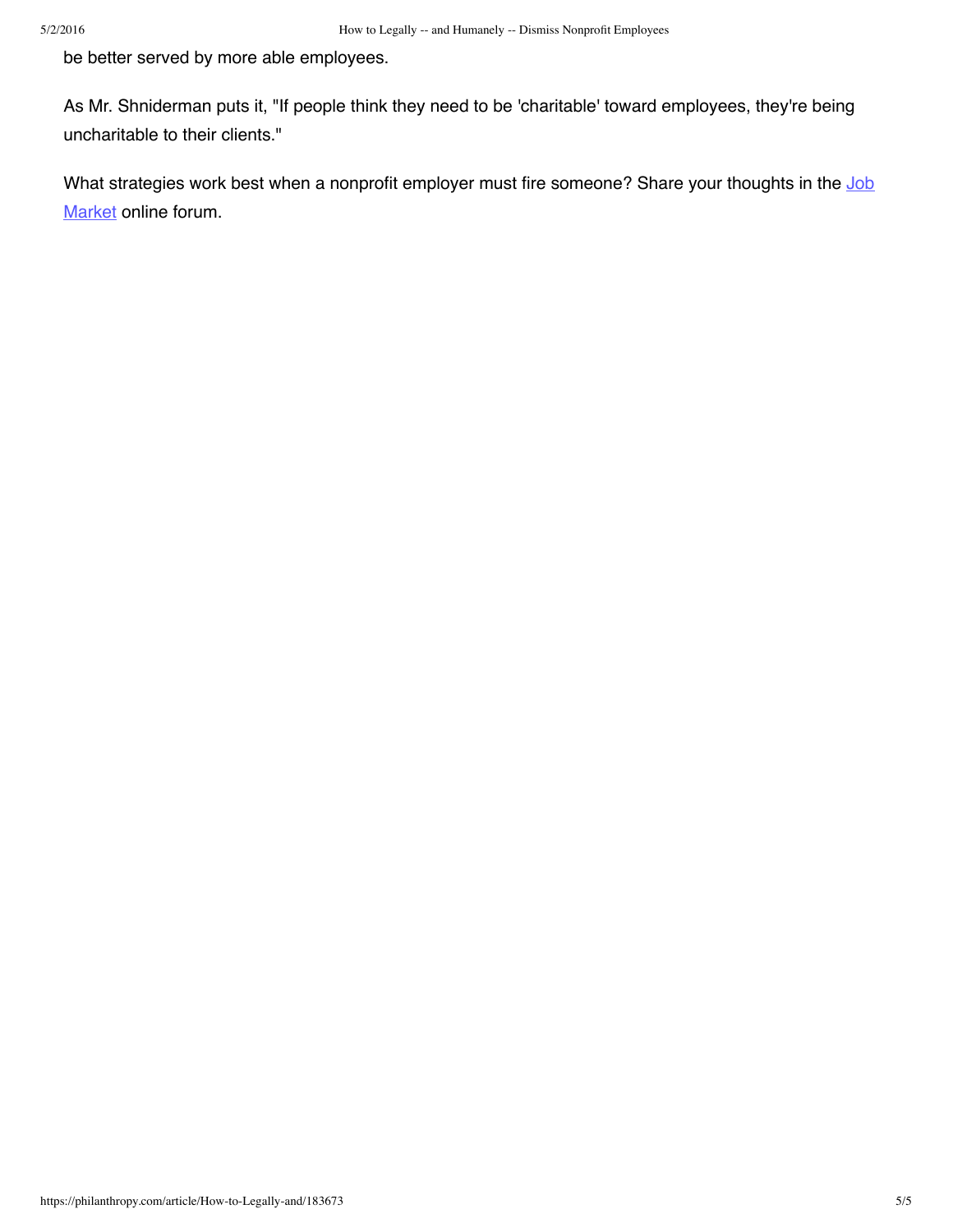be better served by more able employees.

As Mr. Shniderman puts it, "If people think they need to be 'charitable' toward employees, they're being uncharitable to their clients."

What strategies work best when a nonprofit employer must fire someone? Share your thoughts in the Job Market online forum.